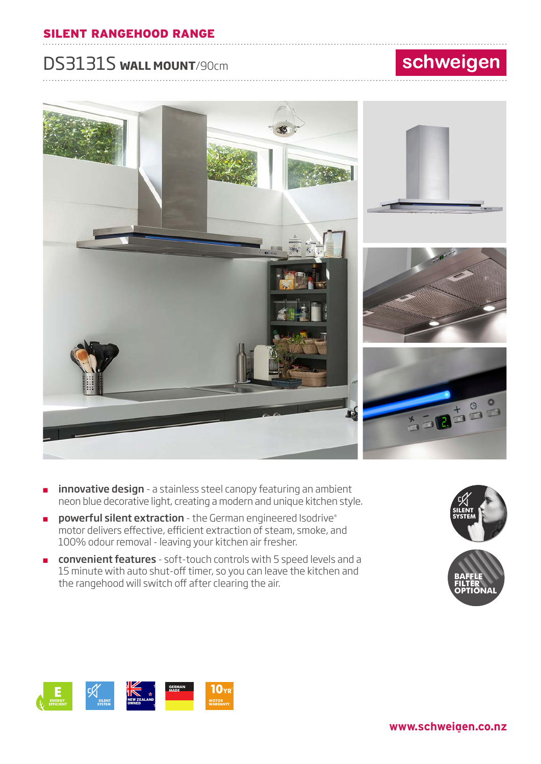## SILENT RANGEHOOD RANGE

# DS3131S **WALL MOUNT**/90cm

schweigen

- **innovative design** - a stainless steel canopy featuring an ambient neon blue decorative light, creating a modern and unique kitchen style.
- **powerful silent extraction** - the German engineered Isodrive® motor delivers effective, efficient extraction of steam, smoke, and 100% odour removal - leaving your kitchen air fresher.
- **convenient features** - soft-touch controls with 5 speed levels and a 15 minute with auto shut-off timer, so you can leave the kitchen and the rangehood will switch off after clearing the air.

SILENT SYSTEM

BAFFLE FILTER OPTIONAL

E ENERGY EFFICIENT | SILENT SYSTEM | NEW ZEALAND OWNED | GERMAN MADE | 10YR MOTOR WARRANTY

www.schweigen.co.nz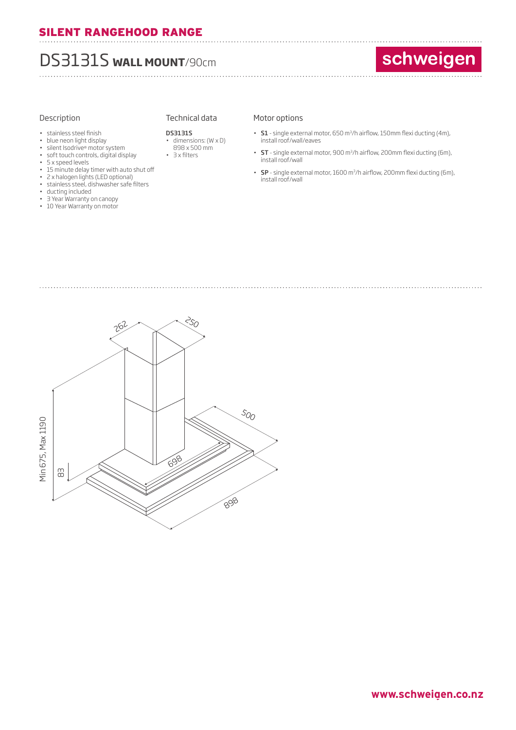# SILENT RANGEHOOD RANGE

## DS3131S **WALL MOUNT**/90cm

schweigen

### Description

- stainless steel finish
- blue neon light display
- silent Isodrive® motor system
- soft touch controls, digital display
- 5 x speed levels
- 15 minute delay timer with auto shut off
- 2 x halogen lights (LED optional)
- stainless steel, dishwasher safe filters
- ducting included
- 3 Year Warranty on canopy
- 10 Year Warranty on motor

### Technical data

**DS3131S**

- dimensions: (W x D) 898 x 500 mm
- 3 x filters

### Motor options

- **S1** - single external motor, 650 m³/h airflow, 150mm flexi ducting (4m), install roof/wall/eaves
- **ST** - single external motor, 900 m³/h airflow, 200mm flexi ducting (6m), install roof/wall
- **SP** - single external motor, 1600 m³/h airflow, 200mm flexi ducting (6m), install roof/wall

262

250

500

698

898

83

Min 675, Max 1190

www.schweigen.co.nz